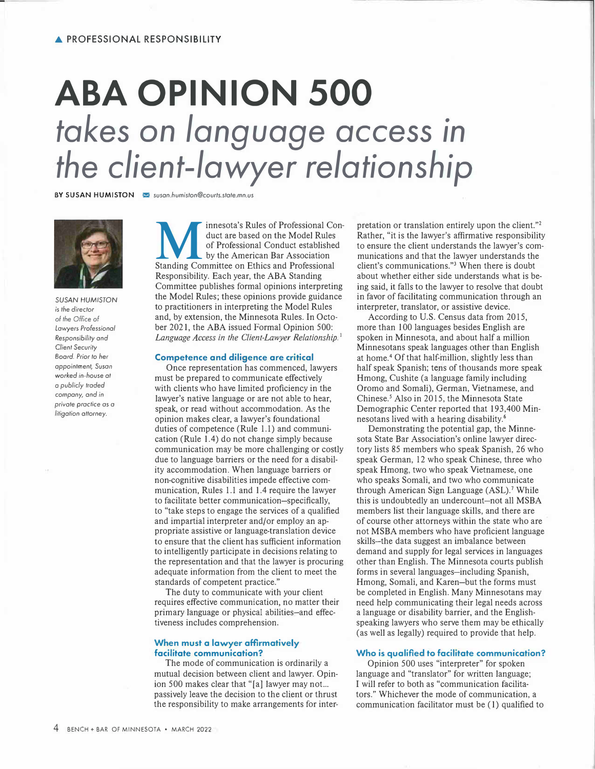▲ PROFESSIONAL RESPONSIBILITY

# ABA OPINION 500 *takes on language access in the client-lawyer relationship*

**BY SUSAN HUMISTON** susan.humiston@courts.state.mn.us

*SUSAN HUMISTON is the director of the Office of Lawyers Professional Responsibility and Client Security Board. Prior to her appointment, Susan worked in-house at a publicly traded company, and in private practice as a litigation attorney.*

Minnesota's Rules of Professional Conduct are based on the Model Rules of Professional Conduct established by the American Bar Association Standing Committee on Ethics and Professional Responsibility. Each year, the ABA Standing Committee publishes formal opinions interpreting the Model Rules; these opinions provide guidance to practitioners in interpreting the Model Rules and, by extension, the Minnesota Rules. In October 2021, the ABA issued Formal Opinion 500: *Language Access in the Client-Lawyer Relationship.*[1]

### Competence and diligence are critical

Once representation has commenced, lawyers must be prepared to communicate effectively with clients who have limited proficiency in the lawyer's native language or are not able to hear, speak, or read without accommodation. As the opinion makes clear, a lawyer's foundational duties of competence (Rule 1.1) and communication (Rule 1.4) do not change simply because communication may be more challenging or costly due to language barriers or the need for a disability accommodation. When language barriers or non-cognitive disabilities impede effective communication, Rules 1.1 and 1.4 require the lawyer to facilitate better communication–specifically, to "take steps to engage the services of a qualified and impartial interpreter and/or employ an appropriate assistive or language-translation device to ensure that the client has sufficient information to intelligently participate in decisions relating to the representation and that the lawyer is procuring adequate information from the client to meet the standards of competent practice."

The duty to communicate with your client requires effective communication, no matter their primary language or physical abilities–and effectiveness includes comprehension.

### When must a lawyer affirmatively facilitate communication?

The mode of communication is ordinarily a mutual decision between client and lawyer. Opinion 500 makes clear that "[a] lawyer may not... passively leave the decision to the client or thrust the responsibility to make arrangements for interpretation or translation entirely upon the client."[2] Rather, "it is the lawyer's affirmative responsibility to ensure the client understands the lawyer's communications and that the lawyer understands the client's communications."[3] When there is doubt about whether either side understands what is being said, it falls to the lawyer to resolve that doubt in favor of facilitating communication through an interpreter, translator, or assistive device.

According to U.S. Census data from 2015, more than 100 languages besides English are spoken in Minnesota, and about half a million Minnesotans speak languages other than English at home.[4] Of that half-million, slightly less than half speak Spanish; tens of thousands more speak Hmong, Cushite (a language family including Oromo and Somali), German, Vietnamese, and Chinese.[5] Also in 2015, the Minnesota State Demographic Center reported that 193,400 Minnesotans lived with a hearing disability.[6]

Demonstrating the potential gap, the Minnesota State Bar Association's online lawyer directory lists 85 members who speak Spanish, 26 who speak German, 12 who speak Chinese, three who speak Hmong, two who speak Vietnamese, one who speaks Somali, and two who communicate through American Sign Language (ASL).[7] While this is undoubtedly an undercount–not all MSBA members list their language skills, and there are of course other attorneys within the state who are not MSBA members who have proficient language skills–the data suggest an imbalance between demand and supply for legal services in languages other than English. The Minnesota courts publish forms in several languages–including Spanish, Hmong, Somali, and Karen–but the forms must be completed in English. Many Minnesotans may need help communicating their legal needs across a language or disability barrier, and the English-speaking lawyers who serve them may be ethically (as well as legally) required to provide that help.

### Who is qualified to facilitate communication?

Opinion 500 uses "interpreter" for spoken language and "translator" for written language; I will refer to both as "communication facilitators." Whichever the mode of communication, a communication facilitator must be (1) qualified to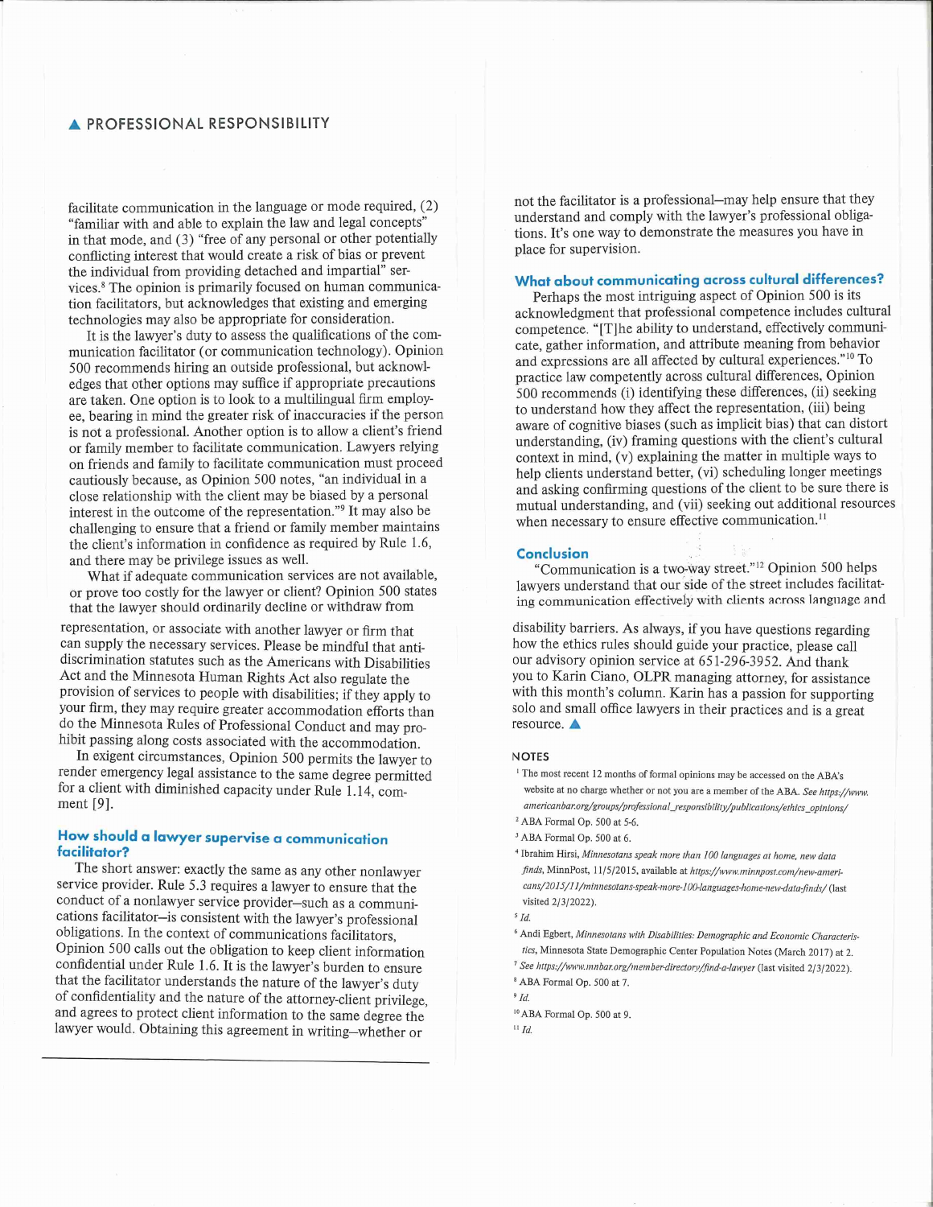facilitate communication in the language or mode required, (2) "familiar with and able to explain the law and legal concepts" in that mode, and (3) "free of any personal or other potentially conflicting interest that would create a risk of bias or prevent the individual from providing detached and impartial" services.[8] The opinion is primarily focused on human communication facilitators, but acknowledges that existing and emerging technologies may also be appropriate for consideration.

It is the lawyer's duty to assess the qualifications of the communication facilitator (or communication technology). Opinion 500 recommends hiring an outside professional, but acknowledges that other options may suffice if appropriate precautions are taken. One option is to look to a multilingual firm employee, bearing in mind the greater risk of inaccuracies if the person is not a professional. Another option is to allow a client's friend or family member to facilitate communication. Lawyers relying on friends and family to facilitate communication must proceed cautiously because, as Opinion 500 notes, "an individual in a close relationship with the client may be biased by a personal interest in the outcome of the representation."[9] It may also be challenging to ensure that a friend or family member maintains the client's information in confidence as required by Rule 1.6, and there may be privilege issues as well.

What if adequate communication services are not available, or prove too costly for the lawyer or client? Opinion 500 states that the lawyer should ordinarily decline or withdraw from representation, or associate with another lawyer or firm that can supply the necessary services. Please be mindful that antidiscrimination statutes such as the Americans with Disabilities Act and the Minnesota Human Rights Act also regulate the provision of services to people with disabilities; if they apply to your firm, they may require greater accommodation efforts than do the Minnesota Rules of Professional Conduct and may prohibit passing along costs associated with the accommodation.

In exigent circumstances, Opinion 500 permits the lawyer to render emergency legal assistance to the same degree permitted for a client with diminished capacity under Rule 1.14, comment [9].

### How should a lawyer supervise a communication facilitator?

The short answer: exactly the same as any other nonlawyer service provider. Rule 5.3 requires a lawyer to ensure that the conduct of a nonlawyer service provider—such as a communications facilitator—is consistent with the lawyer's professional obligations. In the context of communications facilitators, Opinion 500 calls out the obligation to keep client information confidential under Rule 1.6. It is the lawyer's burden to ensure that the facilitator understands the nature of the lawyer's duty of confidentiality and the nature of the attorney-client privilege, and agrees to protect client information to the same degree the lawyer would. Obtaining this agreement in writing—whether or not the facilitator is a professional—may help ensure that they understand and comply with the lawyer's professional obligations. It's one way to demonstrate the measures you have in place for supervision.

### What about communicating across cultural differences?

Perhaps the most intriguing aspect of Opinion 500 is its acknowledgment that professional competence includes cultural competence. "[T]he ability to understand, effectively communicate, gather information, and attribute meaning from behavior and expressions are all affected by cultural experiences."[10] To practice law competently across cultural differences, Opinion 500 recommends (i) identifying these differences, (ii) seeking to understand how they affect the representation, (iii) being aware of cognitive biases (such as implicit bias) that can distort understanding, (iv) framing questions with the client's cultural context in mind, (v) explaining the matter in multiple ways to help clients understand better, (vi) scheduling longer meetings and asking confirming questions of the client to be sure there is mutual understanding, and (vii) seeking out additional resources when necessary to ensure effective communication.[11]

### Conclusion

"Communication is a two-way street."[12] Opinion 500 helps lawyers understand that our side of the street includes facilitating communication effectively with clients across language and disability barriers. As always, if you have questions regarding how the ethics rules should guide your practice, please call our advisory opinion service at 651-296-3952. And thank you to Karin Ciano, OLPR managing attorney, for assistance with this month's column. Karin has a passion for supporting solo and small office lawyers in their practices and is a great resource. ▲

#### NOTES

[1] The most recent 12 months of formal opinions may be accessed on the ABA's website at no charge whether or not you are a member of the ABA. *See https://www.americanbar.org/groups/professional_responsibility/publications/ethics_opinions/*

[2] ABA Formal Op. 500 at 5-6.

[3] ABA Formal Op. 500 at 6.

[4] Ibrahim Hirsi, *Minnesotans speak more than 100 languages at home, new data finds*, MinnPost, 11/5/2015, available at *https://www.minnpost.com/new-americans/2015/11/minnesotans-speak-more-100-languages-home-new-data-finds/* (last visited 2/3/2022).

[5] *Id.*

[6] Andi Egbert, *Minnesotans with Disabilities: Demographic and Economic Characteristics*, Minnesota State Demographic Center Population Notes (March 2017) at 2.

[7] *See https://www.mnbar.org/member-directory/find-a-lawyer* (last visited 2/3/2022).

[8] ABA Formal Op. 500 at 7.

[9] *Id.*

[10] ABA Formal Op. 500 at 9.

[11] *Id.*